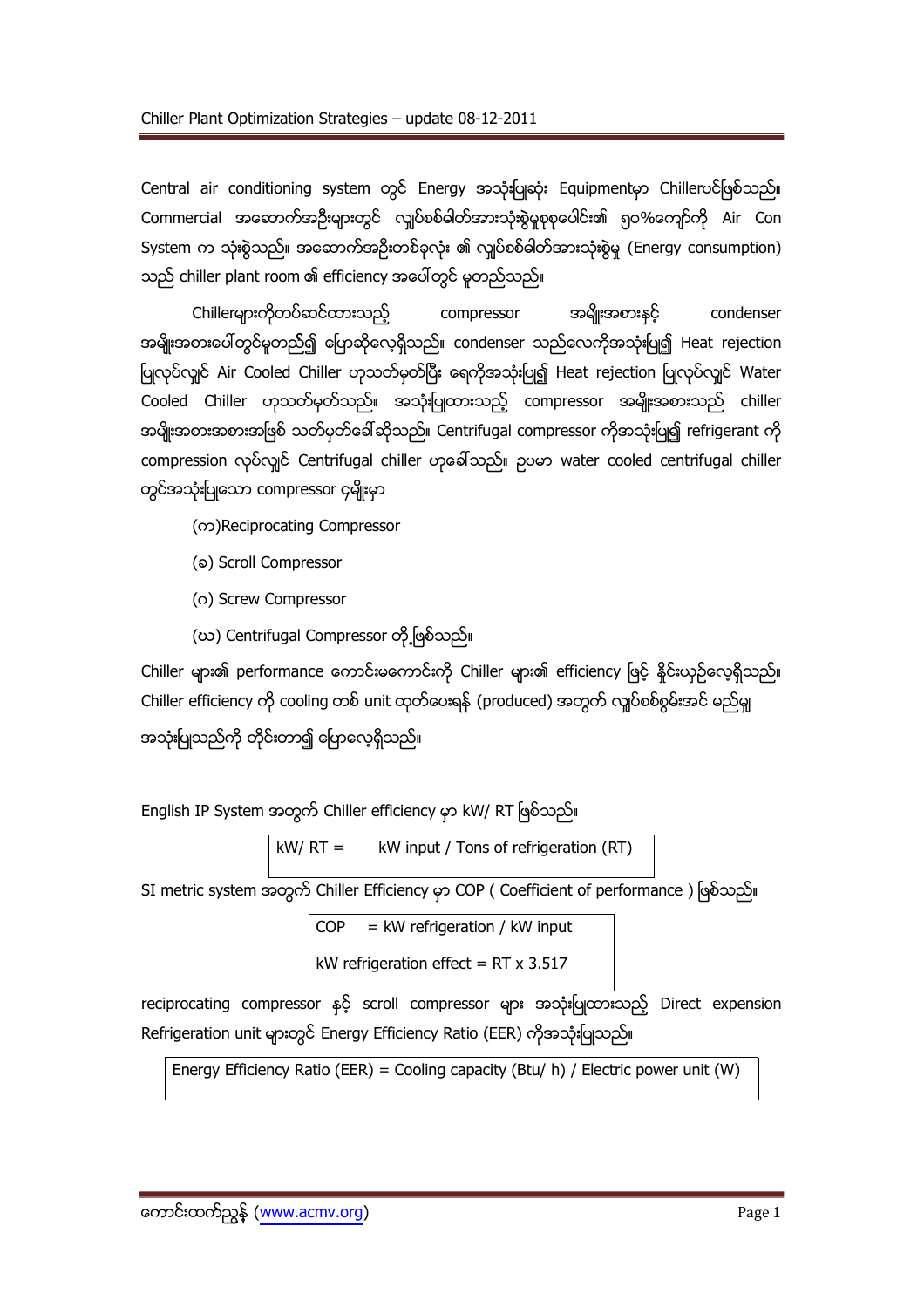Central air conditioning system တွင် Energy အသုံးပြုဆုံး Equipmentမှာ Chillerပင်ဖြစ်သည်။ Commercial အဆောက်အဦးများတွင် လျှပ်စစ်ဓါတ်အားသုံးစွဲမှုစုစုပေါင်း၏ ၅၀%ကျော်ကို Air Con System က သုံးစွဲသည်။ အဆောက်အဦးတစ်ခုလုံး ၏ လျှပ်စစ်ဓါတ်အားသုံးစွဲမှု (Energy consumption) သည် chiller plant room ၏ efficiency အပေါ်တွင် မူတည်သည်။

Chillerများကိုတပ်ဆင်ထားသည့် compressor အမျိုးအစားနှင့် condenser အမျိုးအစားပေါ်တွင်မူတည်၍ ပြောဆိုလေ့ရှိသည်။ condenser သည်လေကိုအသုံးပြု၍ Heat rejection ပြုလုပ်လျှင် Air Cooled Chiller ဟုသတ်မှတ်ပြီး ရေကိုအသုံးပြု၍ Heat rejection ပြုလုပ်လျှင် Water Cooled Chiller ဟုသတ်မှတ်သည်။ အသုံးပြုထားသည့် compressor အမျိုးအစားသည် chiller အမျိုးအစားအစားအဖြစ် သတ်မှတ်ခေါ်ဆိုသည်။ Centrifugal compressor ကိုအသုံးပြု၍ refrigerant ကို compression လုပ်လျှင် Centrifugal chiller ဟုခေါ်သည်။ ဥပမာ water cooled centrifugal chiller တွင်အသုံးပြုသော compressor ၄မျိုးမှာ

(က)Reciprocating Compressor

(ခ) Scroll Compressor

(ဂ) Screw Compressor

(ဃ) Centrifugal Compressor တို့ဖြစ်သည်။

Chiller များ၏ performance ကောင်းမကောင်းကို Chiller များ၏ efficiency ဖြင့် နှိုင်းယှဉ်လေ့ရှိသည်။ Chiller efficiency ကို cooling တစ် unit ထုတ်ပေးရန် (produced) အတွက် လျှပ်စစ်စွမ်းအင် မည်မျှ အသုံးပြုသည်ကို တိုင်းတာ၍ ပြောလေ့ရှိသည်။

English IP System အတွက် Chiller efficiency မှာ kW/ RT ဖြစ်သည်။

| kW/ RT = kW input / Tons of refrigeration (RT) |
|---|

SI metric system အတွက် Chiller Efficiency မှာ COP ( Coefficient of performance ) ဖြစ်သည်။

| COP = kW refrigeration / kW input<br>kW refrigeration effect = RT x 3.517 |
|---|

reciprocating compressor နှင့် scroll compressor များ အသုံးပြုထားသည့် Direct expension Refrigeration unit များတွင် Energy Efficiency Ratio (EER) ကိုအသုံးပြုသည်။

| Energy Efficiency Ratio (EER) = Cooling capacity (Btu/ h) / Electric power unit (W) |
|---|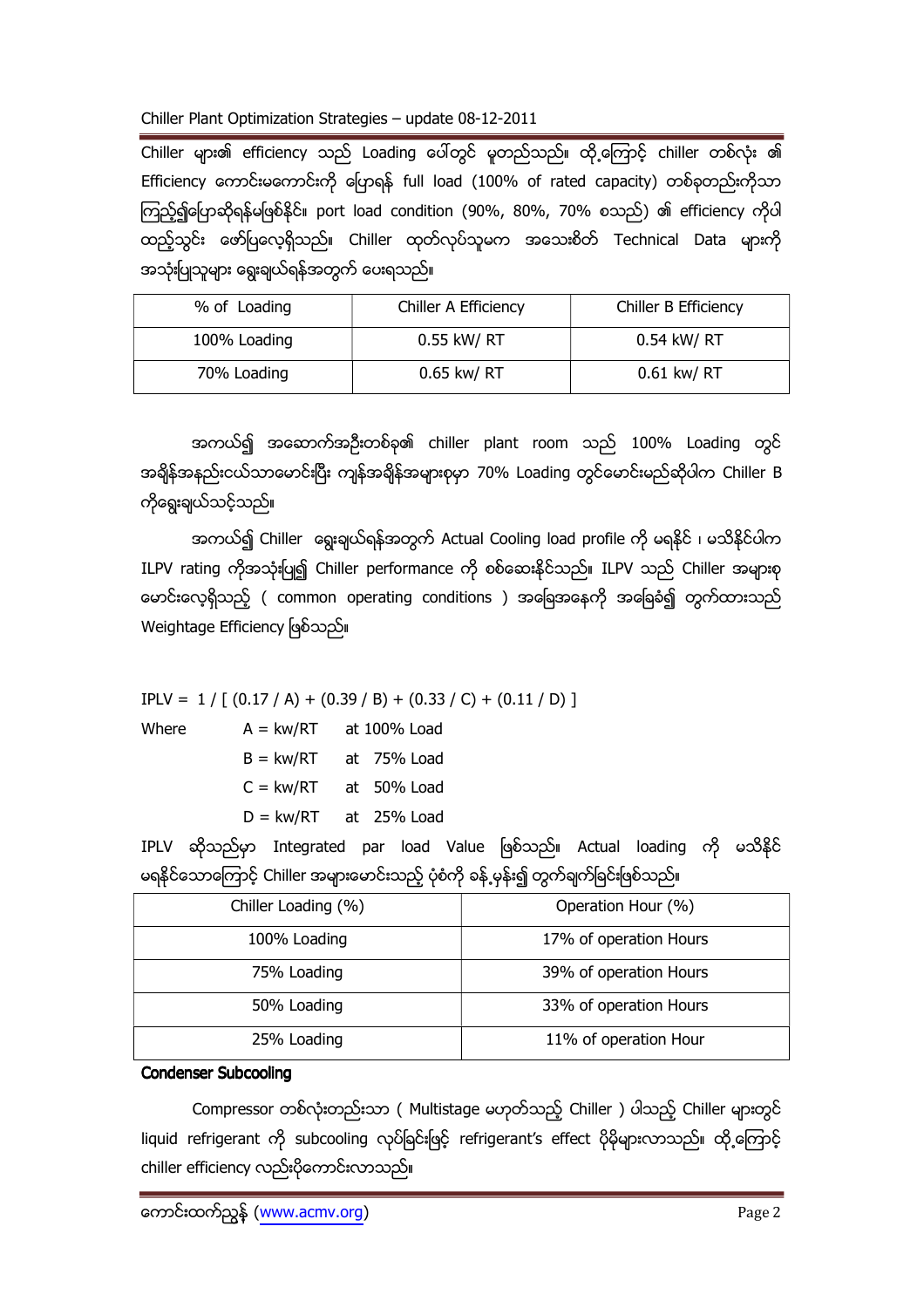Chiller များ၏ efficiency သည် Loading ပေါ်တွင် မူတည်သည်။ ထို့ကြောင့် chiller တစ်လုံး ၏ Efficiency ကောင်းမကောင်းကို ပြောရန် full load (100% of rated capacity) တစ်ခုတည်းကိုသာ ကြည့်၍ပြောဆိုရန်မဖြစ်နိုင်။ port load condition (90%, 80%, 70% စသည်) ၏ efficiency ကိုပါ ထည့်သွင်း ဖော်ပြလေ့ရှိသည်။ Chiller ထုတ်လုပ်သူမှက အသေးစိတ် Technical Data များကို အသုံးပြုသူများ ရွေးချယ်ရန်အတွက် ပေးရသည်။

| % of Loading | Chiller A Efficiency | Chiller B Efficiency |
|---|---|---|
| 100% Loading | 0.55 kW/ RT | 0.54 kW/ RT |
| 70% Loading | 0.65 kw/ RT | 0.61 kw/ RT |

အကယ်၍ အဆောက်အဦးတစ်ခု၏ chiller plant room သည် 100% Loading တွင် အချိန်အနည်းငယ်သာမောင်းပြီး ကျန်အချိန်အများစုမှာ 70% Loading တွင်မောင်းမည်ဆိုပါက Chiller B ကိုရွေးချယ်သင့်သည်။

အကယ်၍ Chiller ရွေးချယ်ရန်အတွက် Actual Cooling load profile ကို မရနိုင် ၊ မသိနိုင်ပါက ILPV rating ကိုအသုံးပြု၍ Chiller performance ကို စစ်ဆေးနိုင်သည်။ ILPV သည် Chiller အများစု မောင်းလေ့ရှိသည့် ( common operating conditions ) အခြေအနေကို အခြေခံ၍ တွက်ထားသည့် Weightage Efficiency ဖြစ်သည်။

$$IPLV = 1 / [\, (0.17 / A) + (0.39 / B) + (0.33 / C) + (0.11 / D) \,]$$

Where
- A = kw/RT at 100% Load
- B = kw/RT at 75% Load
- C = kw/RT at 50% Load
- D = kw/RT at 25% Load

IPLV ဆိုသည်မှာ Integrated par load Value ဖြစ်သည်။ Actual loading ကို မသိနိုင် မရနိုင်သောကြောင့် Chiller အများမောင်းသည့် ပုံစံကို ခန့်မှန်း၍ တွက်ချက်ခြင်းဖြစ်သည်။

| Chiller Loading (%) | Operation Hour (%) |
|---|---|
| 100% Loading | 17% of operation Hours |
| 75% Loading | 39% of operation Hours |
| 50% Loading | 33% of operation Hours |
| 25% Loading | 11% of operation Hour |

**Condenser Subcooling**

Compressor တစ်လုံးတည်းသာ ( Multistage မဟုတ်သည့် Chiller ) ပါသည့် Chiller များတွင် liquid refrigerant ကို subcooling လုပ်ခြင်းဖြင့် refrigerant's effect ပိုမိုများလာသည်။ ထို့ကြောင့် chiller efficiency လည်းပိုကောင်းလာသည်။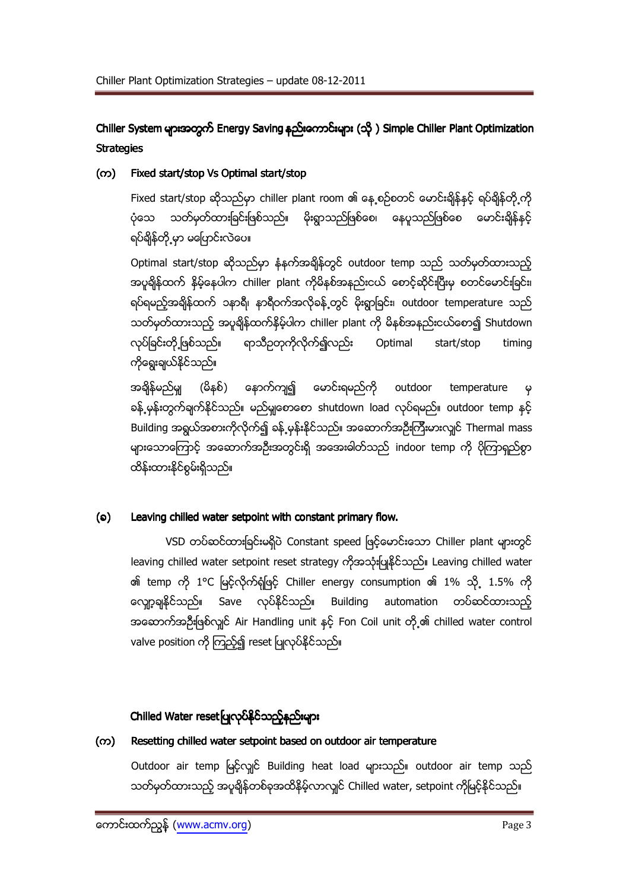## Chiller System များအတွက် Energy Saving နည်းကောင်းများ (သို့ ) Simple Chiller Plant Optimization Strategies

**(က) Fixed start/stop Vs Optimal start/stop**

Fixed start/stop ဆိုသည်မှာ chiller plant room ၏ နေ့စဉ်စတင် မောင်းချိန်နှင့် ရပ်ချိန်တို့ကို ပုံသေ သတ်မှတ်ထားခြင်းဖြစ်သည်။ မိုးရွာသည်ဖြစ်စေ၊ နေပူသည်ဖြစ်စေ မောင်းချိန်နှင့် ရပ်ချိန်တို့မှာ မပြောင်းလဲပေ။

Optimal start/stop ဆိုသည်မှာ နံနက်အချိန်တွင် outdoor temp သည် သတ်မှတ်ထားသည့် အပူချိန်ထက် နိမ့်နေပါက chiller plant ကိုမိနစ်အနည်းငယ် စောင့်ဆိုင်းပြီးမှ စတင်မောင်းခြင်း၊ ရပ်ရမည့်အချိန်ထက် ၁နာရီ၊ နာရီဝက်အလိုခန့်တွင် မိုးရွာခြင်း၊ outdoor temperature သည် သတ်မှတ်ထားသည့် အပူချိန်ထက်နိမ့်ပါက chiller plant ကို မိနစ်အနည်းငယ်စော၍ Shutdown လုပ်ခြင်းတို့ဖြစ်သည်။ ရာသီဉတုကိုလိုက်၍လည်း Optimal start/stop timing ကိုရွေးချယ်နိုင်သည်။

အချိန်မည်မျှ (မိနစ်) နောက်ကျ၍ မောင်းရမည်ကို outdoor temperature မှ ခန့်မှန်းတွက်ချက်နိုင်သည်။ မည်မျှစောစော shutdown load လုပ်ရမည်။ outdoor temp နှင့် Building အရွယ်အစားကိုလိုက်၍ ခန့်မှန်းနိုင်သည်။ အဆောက်အဦးကြီးများလျှင် Thermal mass များသောကြောင့် အဆောက်အဦးအတွင်းရှိ အအေးဓါတ်သည် indoor temp ကို ပိုကြာရှည်စွာ ထိန်းထားနိုင်စွမ်းရှိသည်။

**(ခ) Leaving chilled water setpoint with constant primary flow.**

VSD တပ်ဆင်ထားခြင်းမရှိပဲ Constant speed ဖြင့်မောင်းသော Chiller plant များတွင် leaving chilled water setpoint reset strategy ကိုအသုံးပြုနိုင်သည်။ Leaving chilled water ၏ temp ကို 1°C မြင့်လိုက်ရုံဖြင့် Chiller energy consumption ၏ 1% သို့ 1.5% ကို လျှော့ချနိုင်သည်။ Save လုပ်နိုင်သည်။ Building automation တပ်ဆင်ထားသည့် အဆောက်အဦးဖြစ်လျှင် Air Handling unit နှင့် Fon Coil unit တို့၏ chilled water control valve position ကို ကြည့်၍ reset ပြုလုပ်နိုင်သည်။

### Chilled Water reset ပြုလုပ်နိုင်သည့်နည်းများ

**(က) Resetting chilled water setpoint based on outdoor air temperature**

Outdoor air temp မြင့်လျှင် Building heat load များသည်။ outdoor air temp သည် သတ်မှတ်ထားသည့် အပူချိန်တစ်ခုအထိနိမ့်လာလျှင် Chilled water, setpoint ကိုမြင့်နိုင်သည်။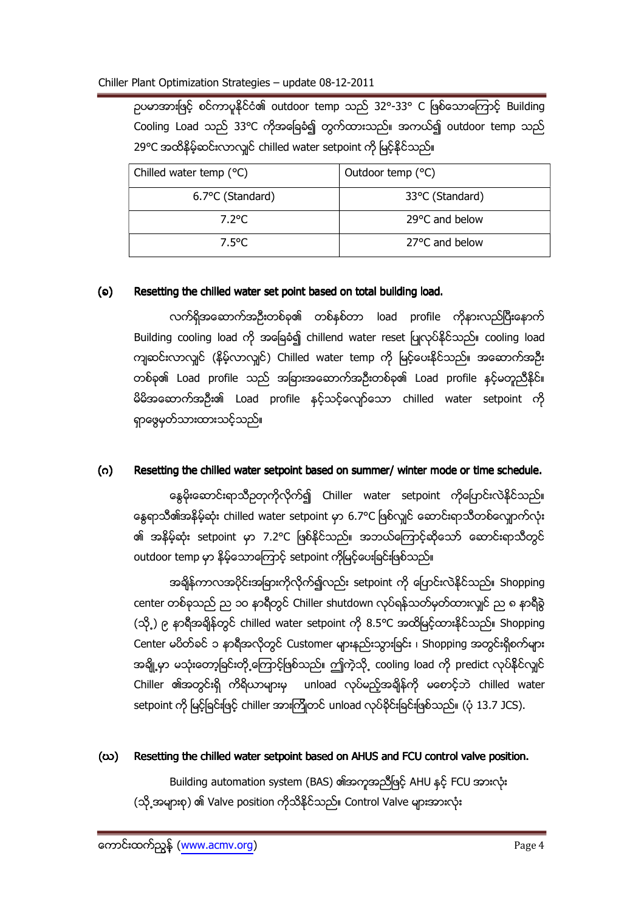ဥပမာအားဖြင့် စင်ကာပူနိုင်ငံ၏ outdoor temp သည် 32°-33° C ဖြစ်သောကြောင့် Building Cooling Load သည် 33°C ကိုအခြေခံ၍ တွက်ထားသည်။ အကယ်၍ outdoor temp သည် 29°C အထိနိမ့်ဆင်းလာလျှင် chilled water setpoint ကို မြင့်နိုင်သည်။

| Chilled water temp (°C) | Outdoor temp (°C) |
|---|---|
| 6.7°C (Standard) | 33°C (Standard) |
| 7.2°C | 29°C and below |
| 7.5°C | 27°C and below |

**(ခ) Resetting the chilled water set point based on total building load.**

လက်ရှိအဆောက်အဦးတစ်ခု၏ တစ်နှစ်တာ load profile ကိုနားလည်ပြီးနောက် Building cooling load ကို အခြေခံ၍ chillend water reset ပြုလုပ်နိုင်သည်။ cooling load ကျဆင်းလာလျှင် (နိမ့်လာလျှင်) Chilled water temp ကို မြင့်ပေးနိုင်သည်။ အဆောက်အဦးတစ်ခု၏ Load profile သည် အခြားအဆောက်အဦးတစ်ခု၏ Load profile နှင့်မတူညီနိုင်။ မိမိအဆောက်အဦး၏ Load profile နှင့်သင့်လျော်သော chilled water setpoint ကို ရှာဖွေမှတ်သားထားသင့်သည်။

**(ဂ) Resetting the chilled water setpoint based on summer/ winter mode or time schedule.**

နွေမိုးဆောင်းရာသီဥတုကိုလိုက်၍ Chiller water setpoint ကိုပြောင်းလဲနိုင်သည်။ နွေရာသီ၏အနိမ့်ဆုံး chilled water setpoint မှာ 6.7°C ဖြစ်လျှင် ဆောင်းရာသီတစ်လျှောက်လုံး၏ အနိမ့်ဆုံး setpoint မှာ 7.2°C ဖြစ်နိုင်သည်။ အဘယ်ကြောင့်ဆိုသော် ဆောင်းရာသီတွင် outdoor temp မှာ နိမ့်သောကြောင့် setpoint ကိုမြင့်ပေးခြင်းဖြစ်သည်။

အချိန်ကာလအပိုင်းအခြားကိုလိုက်၍လည်း setpoint ကို ပြောင်းလဲနိုင်သည်။ Shopping center တစ်ခုသည် ည ၁၀ နာရီတွင် Chiller shutdown လုပ်ရန်သတ်မှတ်ထားလျှင် ည ၈ နာရီခွဲ (သို့) ၉ နာရီအချိန်တွင် chilled water setpoint ကို 8.5°C အထိမြင့်ထားနိုင်သည်။ Shopping Center မပိတ်ခင် ၁ နာရီအလိုတွင် Customer များနည်းသွားခြင်း ၊ Shopping အတွင်းရှိစက်များ အချို့မှာ မသုံးတော့ခြင်းတို့ကြောင့်ဖြစ်သည်။ ဤကဲ့သို့ cooling load ကို predict လုပ်နိုင်လျှင် Chiller ၏အတွင်းရှိ ကိရိယာများမှ unload လုပ်မည့်အချိန်ကို မစောင့်ဘဲ chilled water setpoint ကို မြင့်ခြင်းဖြင့် chiller အားကြိုတင် unload လုပ်ခိုင်းခြင်းဖြစ်သည်။ (ပုံ 13.7 JCS).

**(ဃ) Resetting the chilled water setpoint based on AHUS and FCU control valve position.**

Building automation system (BAS) ၏အကူအညီဖြင့် AHU နှင့် FCU အားလုံး (သို့အများစု) ၏ Valve position ကိုသိနိုင်သည်။ Control Valve များအားလုံး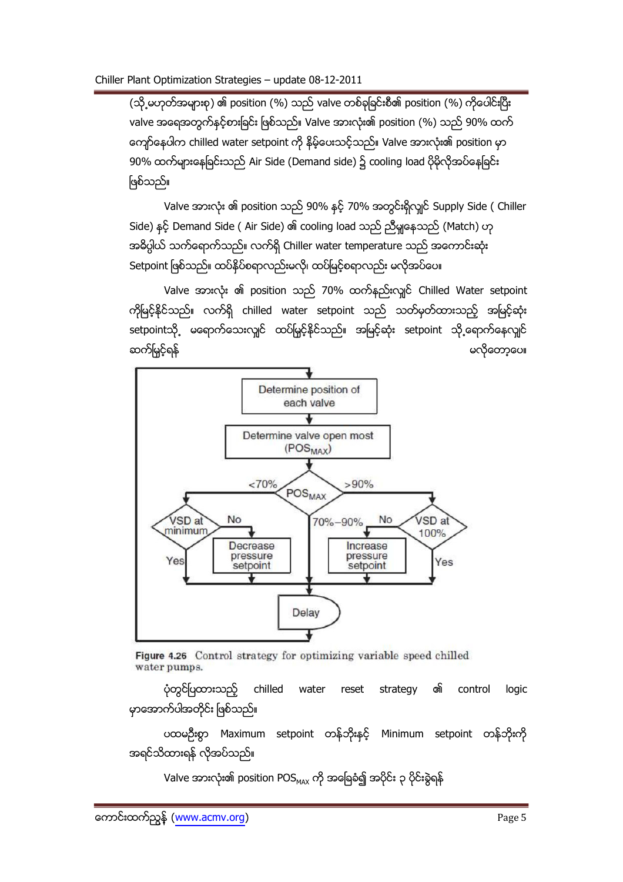(သို့မဟုတ်အများစု) ၏ position (%) သည် valve တစ်ခုခြင်းစီ၏ position (%) ကိုပေါင်းပြီး valve အရေအတွက်နှင့်စားခြင်း ဖြစ်သည်။ Valve အားလုံး၏ position (%) သည် 90% ထက် ကျော်နေပါက chilled water setpoint ကို နိမ့်ပေးသင့်သည်။ Valve အားလုံး၏ position မှာ 90% ထက်များနေခြင်းသည် Air Side (Demand side) ၌ cooling load ပိုမိုလိုအပ်နေခြင်း ဖြစ်သည်။

Valve အားလုံး ၏ position သည် 90% နှင့် 70% အတွင်းရှိလျှင် Supply Side ( Chiller Side) နှင့် Demand Side ( Air Side) ၏ cooling load သည် ညီမျှနေသည် (Match) ဟု အဓိပ္ပါယ် သက်ရောက်သည်။ လက်ရှိ Chiller water temperature သည် အကောင်းဆုံး Setpoint ဖြစ်သည်။ ထပ်နိမ့်စရာလည်းမလို၊ ထပ်မြင့်စရာလည်း မလိုအပ်ပေ။

Valve အားလုံး ၏ position သည် 70% ထက်နည်းလျှင် Chilled Water setpoint ကိုမြင့်နိုင်သည်။ လက်ရှိ chilled water setpoint သည် သတ်မှတ်ထားသည့် အမြင့်ဆုံး setpointသို့ မရောက်သေးလျှင် ထပ်မြှင့်နိုင်သည်။ အမြင့်ဆုံး setpoint သို့ရောက်နေလျှင် ဆက်မြှင့်ရန် မလိုတော့ပေ။

```
Determine position of each valve
        ↓
Determine valve open most (POS_MAX)
        ↓
      POS_MAX
  <70%  → VSD at minimum?  No → Decrease pressure setpoint → Delay
                           Yes → Delay
  70%–90% → Delay
  >90%  → VSD at 100%?     No → Increase pressure setpoint → Delay
                           Yes → Delay
        ↓
      Delay → (back to start)
```

**Figure 4.26** Control strategy for optimizing variable speed chilled water pumps.

ပုံတွင်ပြထားသည့် chilled water reset strategy ၏ control logic မှာအောက်ပါအတိုင်း ဖြစ်သည်။

ပထမဦးစွာ Maximum setpoint တန်ဘိုးနှင့် Minimum setpoint တန်ဘိုးကို အရင်သိထားရန် လိုအပ်သည်။

Valve အားလုံး၏ position $POS_{MAX}$ ကို အခြေခံ၍ အပိုင်း ၃ ပိုင်းခွဲရန်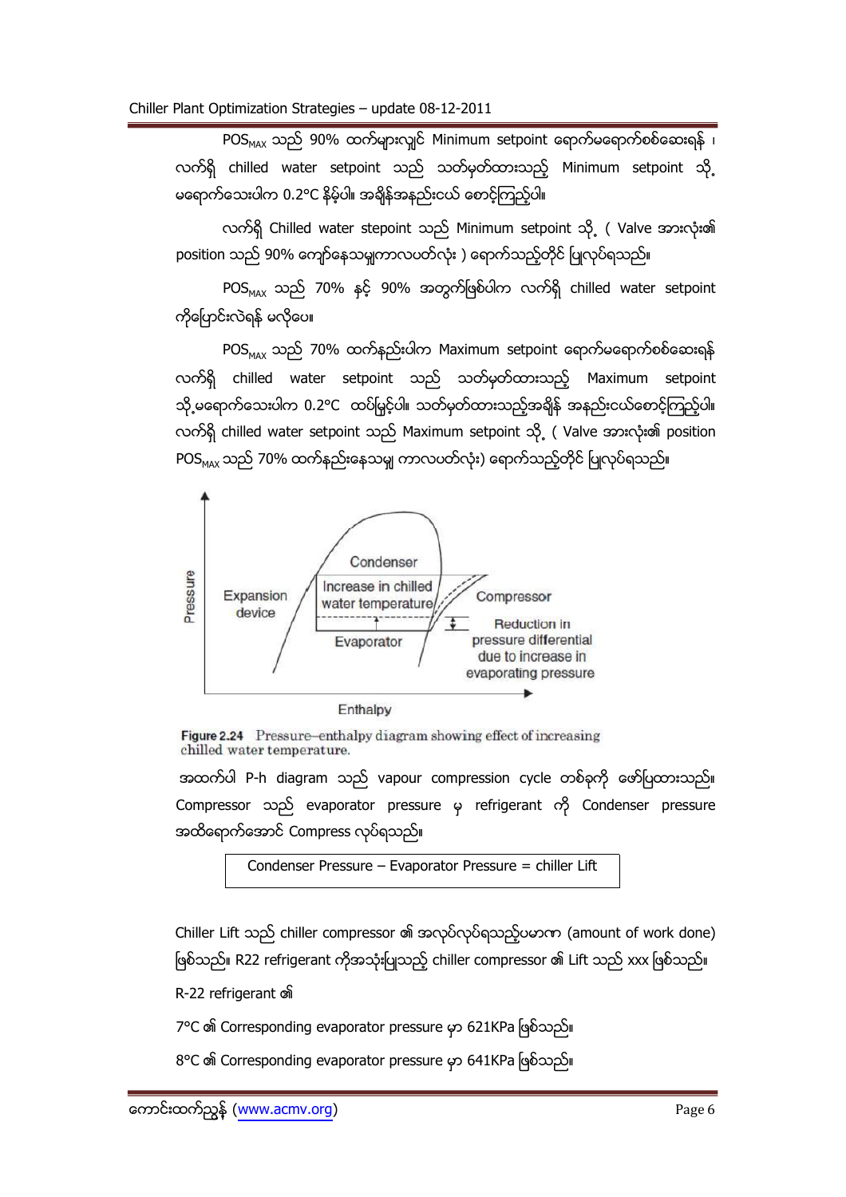$POS_{MAX}$ သည် 90% ထက်များလျှင် Minimum setpoint ရောက်မရောက်စစ်ဆေးရန် ၊ လက်ရှိ chilled water setpoint သည် သတ်မှတ်ထားသည့် Minimum setpoint သို့ မရောက်သေးပါက 0.2°C နိမ့်ပါ။ အချိန်အနည်းငယ် စောင့်ကြည့်ပါ။

လက်ရှိ Chilled water stepoint သည် Minimum setpoint သို့ ( Valve အားလုံး၏ position သည် 90% ကျော်နေသမျှကာလပတ်လုံး ) ရောက်သည့်တိုင် ပြုလုပ်ရသည်။

$POS_{MAX}$ သည် 70% နှင့် 90% အတွက်ဖြစ်ပါက လက်ရှိ chilled water setpoint ကိုပြောင်းလဲရန် မလိုပေ။

$POS_{MAX}$ သည် 70% ထက်နည်းပါက Maximum setpoint ရောက်မရောက်စစ်ဆေးရန် လက်ရှိ chilled water setpoint သည် သတ်မှတ်ထားသည့် Maximum setpoint သို့မရောက်သေးပါက 0.2°C ထပ်မြှင့်ပါ။ သတ်မှတ်ထားသည့်အချိန် အနည်းငယ်စောင့်ကြည့်ပါ။ လက်ရှိ chilled water setpoint သည် Maximum setpoint သို့ ( Valve အားလုံး၏ position $POS_{MAX}$ သည် 70% ထက်နည်းနေသမျှ ကာလပတ်လုံး) ရောက်သည့်တိုင် ပြုလုပ်ရသည်။

**Figure 2.24** Pressure–enthalpy diagram showing effect of increasing chilled water temperature.

အထက်ပါ P-h diagram သည် vapour compression cycle တစ်ခုကို ဖော်ပြထားသည်။ Compressor သည် evaporator pressure မှ refrigerant ကို Condenser pressure အထိရောက်အောင် Compress လုပ်ရသည်။

| Condenser Pressure – Evaporator Pressure = chiller Lift |
|---|

Chiller Lift သည် chiller compressor ၏ အလုပ်လုပ်ရသည့်ပမာဏ (amount of work done) ဖြစ်သည်။ R22 refrigerant ကိုအသုံးပြုသည့် chiller compressor ၏ Lift သည် xxx ဖြစ်သည်။

R-22 refrigerant ၏

7°C ၏ Corresponding evaporator pressure မှာ 621KPa ဖြစ်သည်။

8°C ၏ Corresponding evaporator pressure မှာ 641KPa ဖြစ်သည်။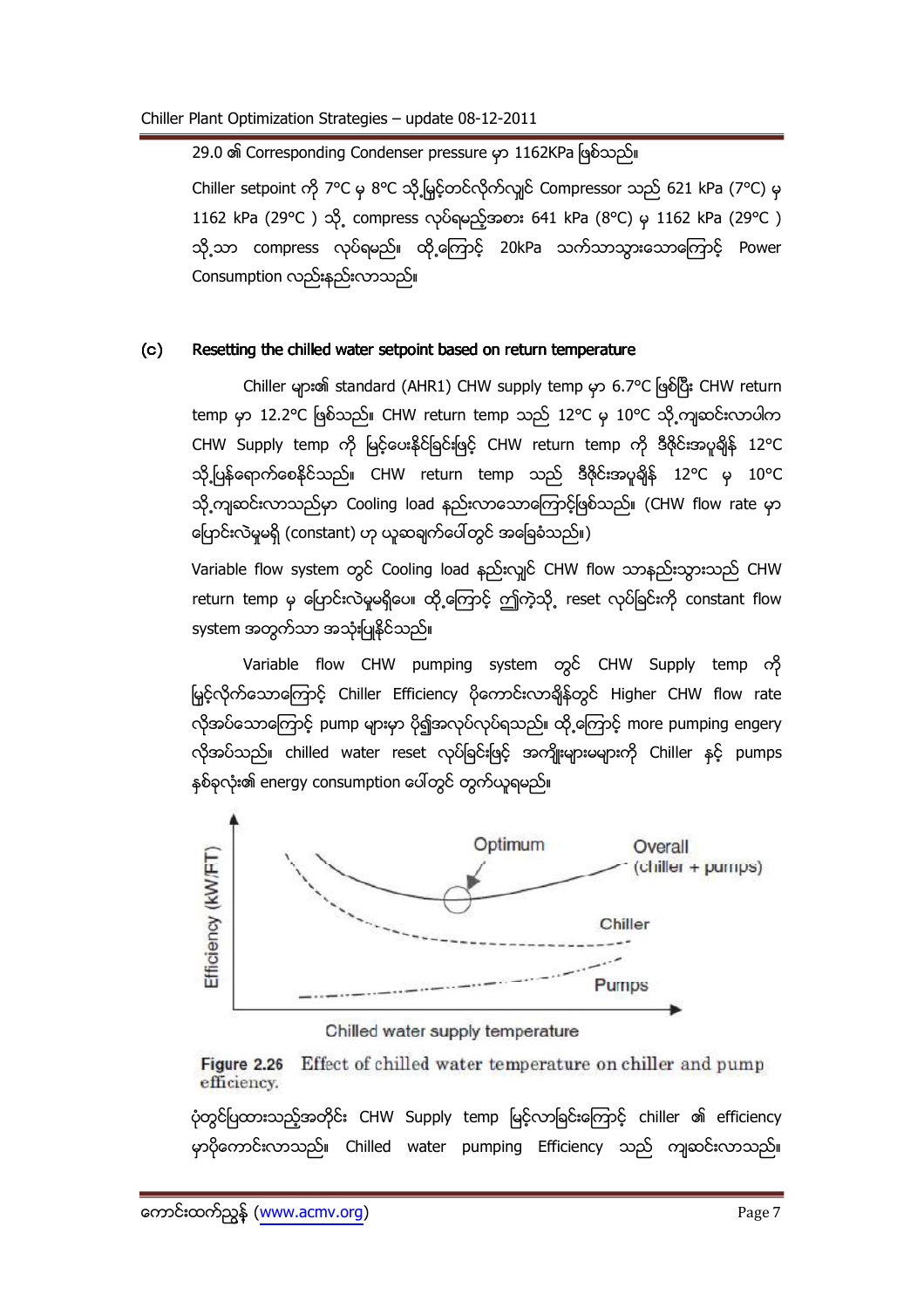29.0 ၏ Corresponding Condenser pressure မှာ 1162KPa ဖြစ်သည်။

Chiller setpoint ကို 7°C မှ 8°C သို့မြှင့်တင်လိုက်လျှင် Compressor သည် 621 kPa (7°C) မှ 1162 kPa (29°C ) သို့ compress လုပ်ရမည့်အစား 641 kPa (8°C) မှ 1162 kPa (29°C ) သို့သာ compress လုပ်ရမည်။ ထို့ကြောင့် 20kPa သက်သာသွားသောကြောင့် Power Consumption လည်းနည်းလာသည်။

## (c) Resetting the chilled water setpoint based on return temperature

Chiller များ၏ standard (AHR1) CHW supply temp မှာ 6.7°C ဖြစ်ပြီး CHW return temp မှာ 12.2°C ဖြစ်သည်။ CHW return temp သည် 12°C မှ 10°C သို့ကျဆင်းလာပါက CHW Supply temp ကို မြှင့်ပေးနိုင်ခြင်းဖြင့် CHW return temp ကို ဒီဇိုင်းအပူချိန် 12°C သို့ပြန်ရောက်စေနိုင်သည်။ CHW return temp သည် ဒီဇိုင်းအပူချိန် 12°C မှ 10°C သို့ကျဆင်းလာသည်မှာ Cooling load နည်းလာသောကြောင့်ဖြစ်သည်။ (CHW flow rate မှာ ပြောင်းလဲမှုမရှိ (constant) ဟု ယူဆချက်ပေါ်တွင် အခြေခံသည်။)

Variable flow system တွင် Cooling load နည်းလျှင် CHW flow သာနည်းသွားသည် CHW return temp မှ ပြောင်းလဲမှုမရှိပေ။ ထို့ကြောင့် ဤကဲ့သို့ reset လုပ်ခြင်းကို constant flow system အတွက်သာ အသုံးပြုနိုင်သည်။

Variable flow CHW pumping system တွင် CHW Supply temp ကို မြှင့်လိုက်သောကြောင့် Chiller Efficiency ပိုကောင်းလာချိန်တွင် Higher CHW flow rate လိုအပ်သောကြောင့် pump များမှာ ပို၍အလုပ်လုပ်ရသည်။ ထို့ကြောင့် more pumping engery လိုအပ်သည်။ chilled water reset လုပ်ခြင်းဖြင့် အကျိုးများမများကို Chiller နှင့် pumps နှစ်ခုလုံး၏ energy consumption ပေါ်တွင် တွက်ယူရမည်။

**Figure 2.26** Effect of chilled water temperature on chiller and pump efficiency.

ပုံတွင်ပြထားသည့်အတိုင်း CHW Supply temp မြင့်လာခြင်းကြောင့် chiller ၏ efficiency မှာပိုကောင်းလာသည်။ Chilled water pumping Efficiency သည် ကျဆင်းလာသည်။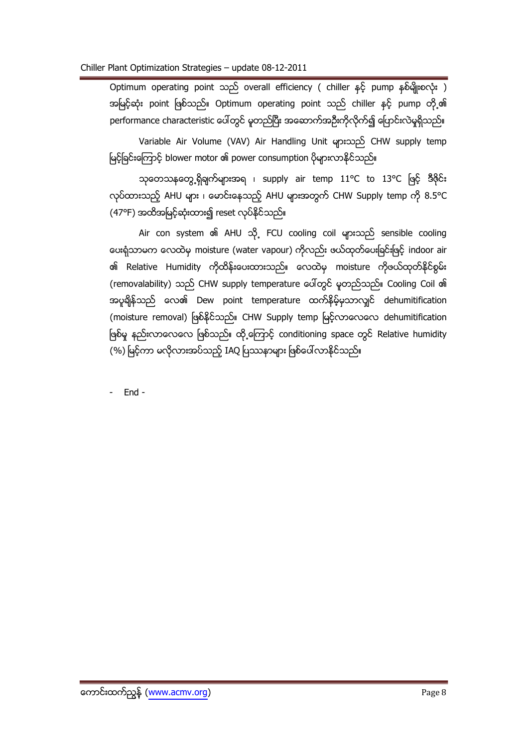Optimum operating point သည် overall efficiency ( chiller နှင့် pump နှစ်မျိုးစလုံး ) အမြင့်ဆုံး point ဖြစ်သည်။ Optimum operating point သည် chiller နှင့် pump တို့၏ performance characteristic ပေါ်တွင် မူတည်ပြီး အဆောက်အဦးကိုလိုက်၍ ပြောင်းလဲမှုရှိသည်။

Variable Air Volume (VAV) Air Handling Unit များသည် CHW supply temp မြင့်ခြင်းကြောင့် blower motor ၏ power consumption ပိုများလာနိုင်သည်။

သုတေသနတွေ့ရှိချက်များအရ ၊ supply air temp 11°C to 13°C ဖြင့် ဒီဇိုင်းလုပ်ထားသည့် AHU များ ၊ မောင်းနေသည့် AHU များအတွက် CHW Supply temp ကို 8.5°C (47°F) အထိအမြင့်ဆုံးထား၍ reset လုပ်နိုင်သည်။

Air con system ၏ AHU သို့ FCU cooling coil များသည် sensible cooling ပေးရုံသာမက လေထဲမှ moisture (water vapour) ကိုလည်း ဖယ်ထုတ်ပေးခြင်းဖြင့် indoor air ၏ Relative Humidity ကိုထိန်းပေးထားသည်။ လေထဲမှ moisture ကိုဖယ်ထုတ်နိုင်စွမ်း (removalability) သည် CHW supply temperature ပေါ်တွင် မူတည်သည်။ Cooling Coil ၏ အပူချိန်သည် လေ၏ Dew point temperature ထက်နိမ့်မှသာလျှင် dehumitification (moisture removal) ဖြစ်နိုင်သည်။ CHW Supply temp မြင့်လာလေလေ dehumitification ဖြစ်မှု နည်းလာလေလေ ဖြစ်သည်။ ထို့ကြောင့် conditioning space တွင် Relative humidity (%) မြင့်ကာ မလိုလားအပ်သည့် IAQ ပြဿနာများ ဖြစ်ပေါ်လာနိုင်သည်။

- End -